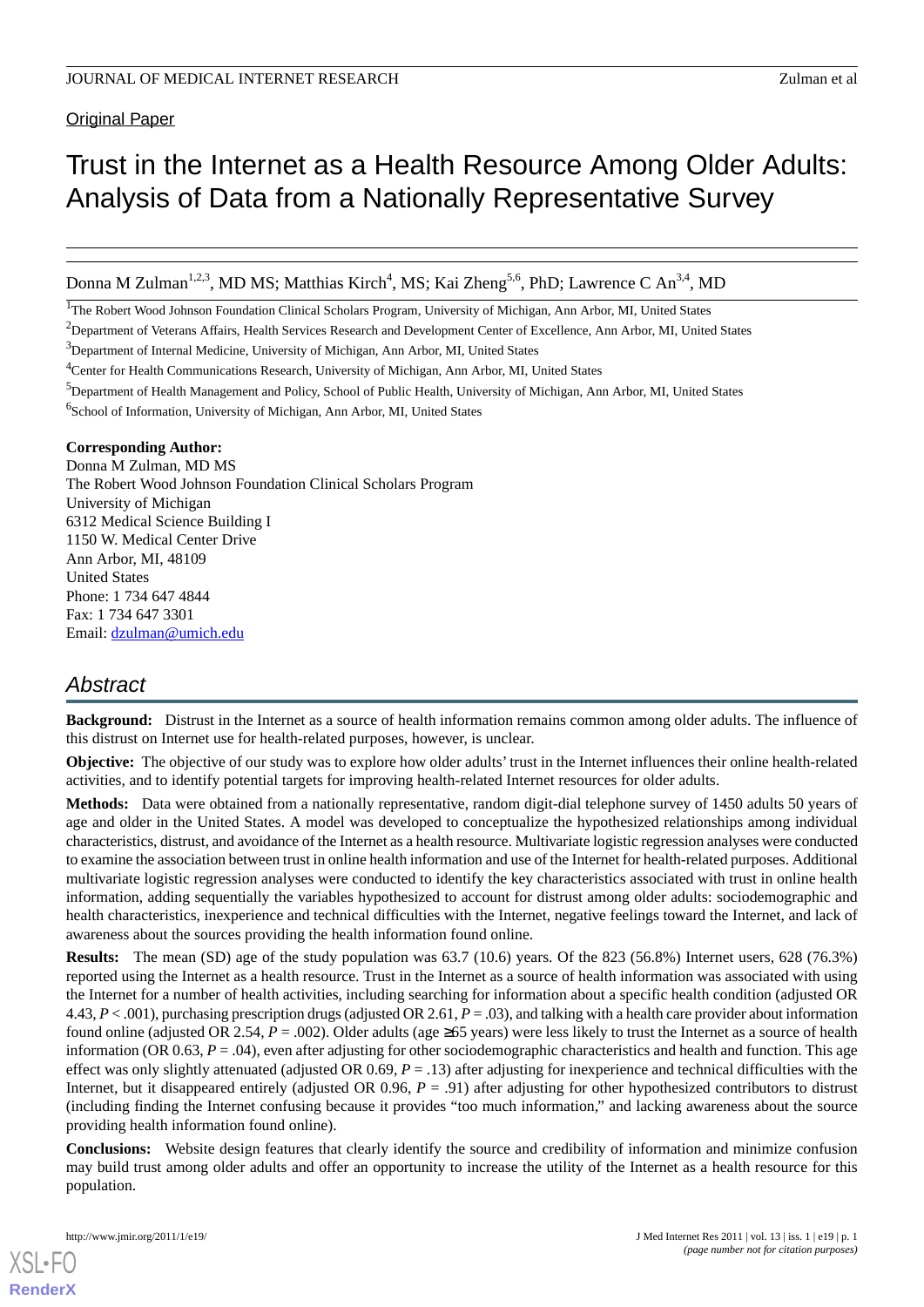Original Paper

# Trust in the Internet as a Health Resource Among Older Adults: Analysis of Data from a Nationally Representative Survey

Donna M Zulman[1,2,3], MD MS; Matthias Kirch[4], MS; Kai Zheng[5,6], PhD; Lawrence C An[3,4], MD

[1]The Robert Wood Johnson Foundation Clinical Scholars Program, University of Michigan, Ann Arbor, MI, United States

[2]Department of Veterans Affairs, Health Services Research and Development Center of Excellence, Ann Arbor, MI, United States

[3]Department of Internal Medicine, University of Michigan, Ann Arbor, MI, United States

[4]Center for Health Communications Research, University of Michigan, Ann Arbor, MI, United States

[5]Department of Health Management and Policy, School of Public Health, University of Michigan, Ann Arbor, MI, United States

[6]School of Information, University of Michigan, Ann Arbor, MI, United States

**Corresponding Author:**
Donna M Zulman, MD MS
The Robert Wood Johnson Foundation Clinical Scholars Program
University of Michigan
6312 Medical Science Building I
1150 W. Medical Center Drive
Ann Arbor, MI, 48109
United States
Phone: 1 734 647 4844
Fax: 1 734 647 3301
Email: dzulman@umich.edu

## Abstract

**Background:** Distrust in the Internet as a source of health information remains common among older adults. The influence of this distrust on Internet use for health-related purposes, however, is unclear.

**Objective:** The objective of our study was to explore how older adults' trust in the Internet influences their online health-related activities, and to identify potential targets for improving health-related Internet resources for older adults.

**Methods:** Data were obtained from a nationally representative, random digit-dial telephone survey of 1450 adults 50 years of age and older in the United States. A model was developed to conceptualize the hypothesized relationships among individual characteristics, distrust, and avoidance of the Internet as a health resource. Multivariate logistic regression analyses were conducted to examine the association between trust in online health information and use of the Internet for health-related purposes. Additional multivariate logistic regression analyses were conducted to identify the key characteristics associated with trust in online health information, adding sequentially the variables hypothesized to account for distrust among older adults: sociodemographic and health characteristics, inexperience and technical difficulties with the Internet, negative feelings toward the Internet, and lack of awareness about the sources providing the health information found online.

**Results:** The mean (SD) age of the study population was 63.7 (10.6) years. Of the 823 (56.8%) Internet users, 628 (76.3%) reported using the Internet as a health resource. Trust in the Internet as a source of health information was associated with using the Internet for a number of health activities, including searching for information about a specific health condition (adjusted OR 4.43, $P < .001$), purchasing prescription drugs (adjusted OR 2.61, $P = .03$), and talking with a health care provider about information found online (adjusted OR 2.54, $P = .002$). Older adults (age ≥65 years) were less likely to trust the Internet as a source of health information (OR 0.63, $P = .04$), even after adjusting for other sociodemographic characteristics and health and function. This age effect was only slightly attenuated (adjusted OR 0.69, $P = .13$) after adjusting for inexperience and technical difficulties with the Internet, but it disappeared entirely (adjusted OR 0.96, $P = .91$) after adjusting for other hypothesized contributors to distrust (including finding the Internet confusing because it provides "too much information," and lacking awareness about the source providing health information found online).

**Conclusions:** Website design features that clearly identify the source and credibility of information and minimize confusion may build trust among older adults and offer an opportunity to increase the utility of the Internet as a health resource for this population.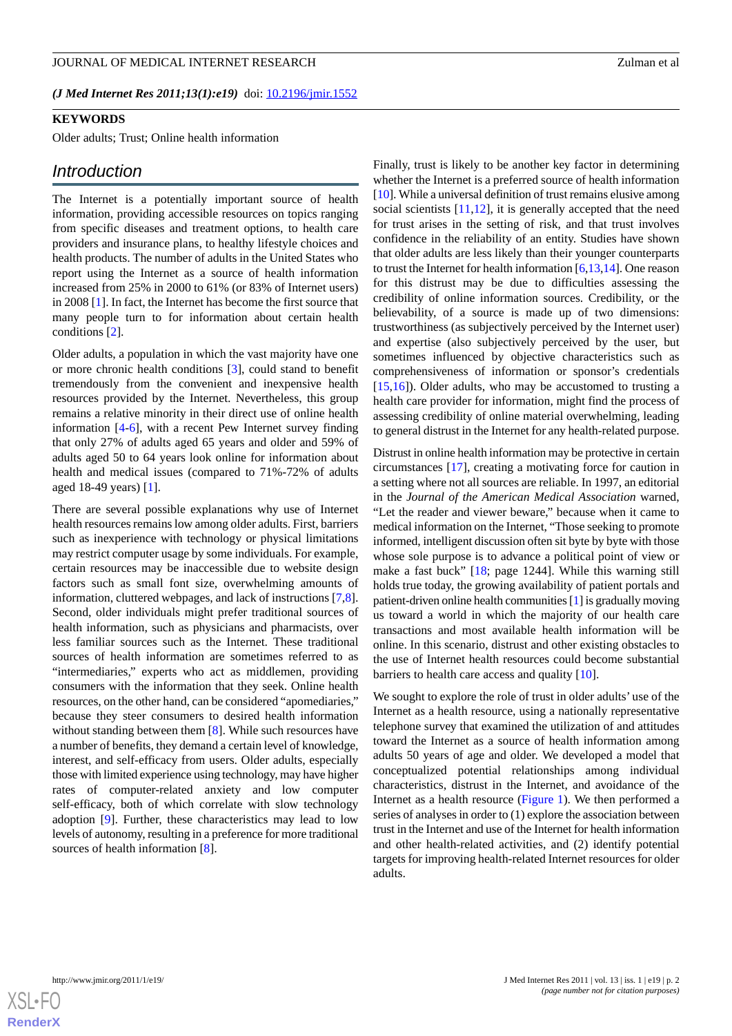(*J Med Internet Res 2011;13(1):e19*) doi: 10.2196/jmir.1552

**KEYWORDS**

Older adults; Trust; Online health information

## Introduction

The Internet is a potentially important source of health information, providing accessible resources on topics ranging from specific diseases and treatment options, to health care providers and insurance plans, to healthy lifestyle choices and health products. The number of adults in the United States who report using the Internet as a source of health information increased from 25% in 2000 to 61% (or 83% of Internet users) in 2008 [1]. In fact, the Internet has become the first source that many people turn to for information about certain health conditions [2].

Older adults, a population in which the vast majority have one or more chronic health conditions [3], could stand to benefit tremendously from the convenient and inexpensive health resources provided by the Internet. Nevertheless, this group remains a relative minority in their direct use of online health information [4-6], with a recent Pew Internet survey finding that only 27% of adults aged 65 years and older and 59% of adults aged 50 to 64 years look online for information about health and medical issues (compared to 71%-72% of adults aged 18-49 years) [1].

There are several possible explanations why use of Internet health resources remains low among older adults. First, barriers such as inexperience with technology or physical limitations may restrict computer usage by some individuals. For example, certain resources may be inaccessible due to website design factors such as small font size, overwhelming amounts of information, cluttered webpages, and lack of instructions [7,8]. Second, older individuals might prefer traditional sources of health information, such as physicians and pharmacists, over less familiar sources such as the Internet. These traditional sources of health information are sometimes referred to as "intermediaries," experts who act as middlemen, providing consumers with the information that they seek. Online health resources, on the other hand, can be considered "apomediaries," because they steer consumers to desired health information without standing between them [8]. While such resources have a number of benefits, they demand a certain level of knowledge, interest, and self-efficacy from users. Older adults, especially those with limited experience using technology, may have higher rates of computer-related anxiety and low computer self-efficacy, both of which correlate with slow technology adoption [9]. Further, these characteristics may lead to low levels of autonomy, resulting in a preference for more traditional sources of health information [8].

Finally, trust is likely to be another key factor in determining whether the Internet is a preferred source of health information [10]. While a universal definition of trust remains elusive among social scientists [11,12], it is generally accepted that the need for trust arises in the setting of risk, and that trust involves confidence in the reliability of an entity. Studies have shown that older adults are less likely than their younger counterparts to trust the Internet for health information [6,13,14]. One reason for this distrust may be due to difficulties assessing the credibility of online information sources. Credibility, or the believability, of a source is made up of two dimensions: trustworthiness (as subjectively perceived by the Internet user) and expertise (also subjectively perceived by the user, but sometimes influenced by objective characteristics such as comprehensiveness of information or sponsor's credentials [15,16]). Older adults, who may be accustomed to trusting a health care provider for information, might find the process of assessing credibility of online material overwhelming, leading to general distrust in the Internet for any health-related purpose.

Distrust in online health information may be protective in certain circumstances [17], creating a motivating force for caution in a setting where not all sources are reliable. In 1997, an editorial in the *Journal of the American Medical Association* warned, "Let the reader and viewer beware," because when it came to medical information on the Internet, "Those seeking to promote informed, intelligent discussion often sit byte by byte with those whose sole purpose is to advance a political point of view or make a fast buck" [18; page 1244]. While this warning still holds true today, the growing availability of patient portals and patient-driven online health communities [1] is gradually moving us toward a world in which the majority of our health care transactions and most available health information will be online. In this scenario, distrust and other existing obstacles to the use of Internet health resources could become substantial barriers to health care access and quality [10].

We sought to explore the role of trust in older adults' use of the Internet as a health resource, using a nationally representative telephone survey that examined the utilization of and attitudes toward the Internet as a source of health information among adults 50 years of age and older. We developed a model that conceptualized potential relationships among individual characteristics, distrust in the Internet, and avoidance of the Internet as a health resource (Figure 1). We then performed a series of analyses in order to (1) explore the association between trust in the Internet and use of the Internet for health information and other health-related activities, and (2) identify potential targets for improving health-related Internet resources for older adults.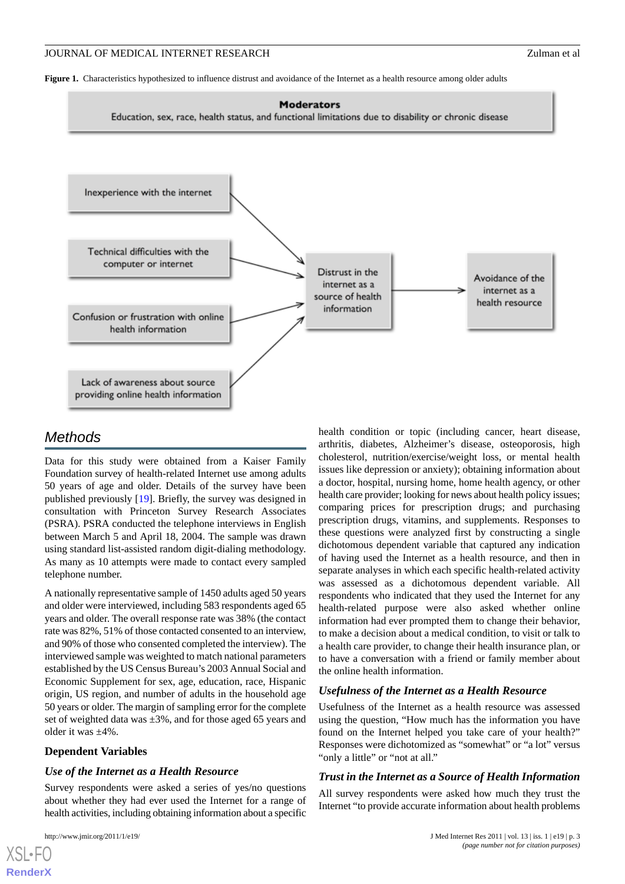**Figure 1.** Characteristics hypothesized to influence distrust and avoidance of the Internet as a health resource among older adults

**Moderators**
Education, sex, race, health status, and functional limitations due to disability or chronic disease

Inexperience with the internet

Technical difficulties with the computer or internet

Confusion or frustration with online health information

Lack of awareness about source providing online health information

Distrust in the internet as a source of health information

Avoidance of the internet as a health resource

## Methods

Data for this study were obtained from a Kaiser Family Foundation survey of health-related Internet use among adults 50 years of age and older. Details of the survey have been published previously [19]. Briefly, the survey was designed in consultation with Princeton Survey Research Associates (PSRA). PSRA conducted the telephone interviews in English between March 5 and April 18, 2004. The sample was drawn using standard list-assisted random digit-dialing methodology. As many as 10 attempts were made to contact every sampled telephone number.

A nationally representative sample of 1450 adults aged 50 years and older were interviewed, including 583 respondents aged 65 years and older. The overall response rate was 38% (the contact rate was 82%, 51% of those contacted consented to an interview, and 90% of those who consented completed the interview). The interviewed sample was weighted to match national parameters established by the US Census Bureau's 2003 Annual Social and Economic Supplement for sex, age, education, race, Hispanic origin, US region, and number of adults in the household age 50 years or older. The margin of sampling error for the complete set of weighted data was ±3%, and for those aged 65 years and older it was ±4%.

### Dependent Variables

#### *Use of the Internet as a Health Resource*

Survey respondents were asked a series of yes/no questions about whether they had ever used the Internet for a range of health activities, including obtaining information about a specific health condition or topic (including cancer, heart disease, arthritis, diabetes, Alzheimer's disease, osteoporosis, high cholesterol, nutrition/exercise/weight loss, or mental health issues like depression or anxiety); obtaining information about a doctor, hospital, nursing home, home health agency, or other health care provider; looking for news about health policy issues; comparing prices for prescription drugs; and purchasing prescription drugs, vitamins, and supplements. Responses to these questions were analyzed first by constructing a single dichotomous dependent variable that captured any indication of having used the Internet as a health resource, and then in separate analyses in which each specific health-related activity was assessed as a dichotomous dependent variable. All respondents who indicated that they used the Internet for any health-related purpose were also asked whether online information had ever prompted them to change their behavior, to make a decision about a medical condition, to visit or talk to a health care provider, to change their health insurance plan, or to have a conversation with a friend or family member about the online health information.

#### *Usefulness of the Internet as a Health Resource*

Usefulness of the Internet as a health resource was assessed using the question, "How much has the information you have found on the Internet helped you take care of your health?" Responses were dichotomized as "somewhat" or "a lot" versus "only a little" or "not at all."

#### *Trust in the Internet as a Source of Health Information*

All survey respondents were asked how much they trust the Internet "to provide accurate information about health problems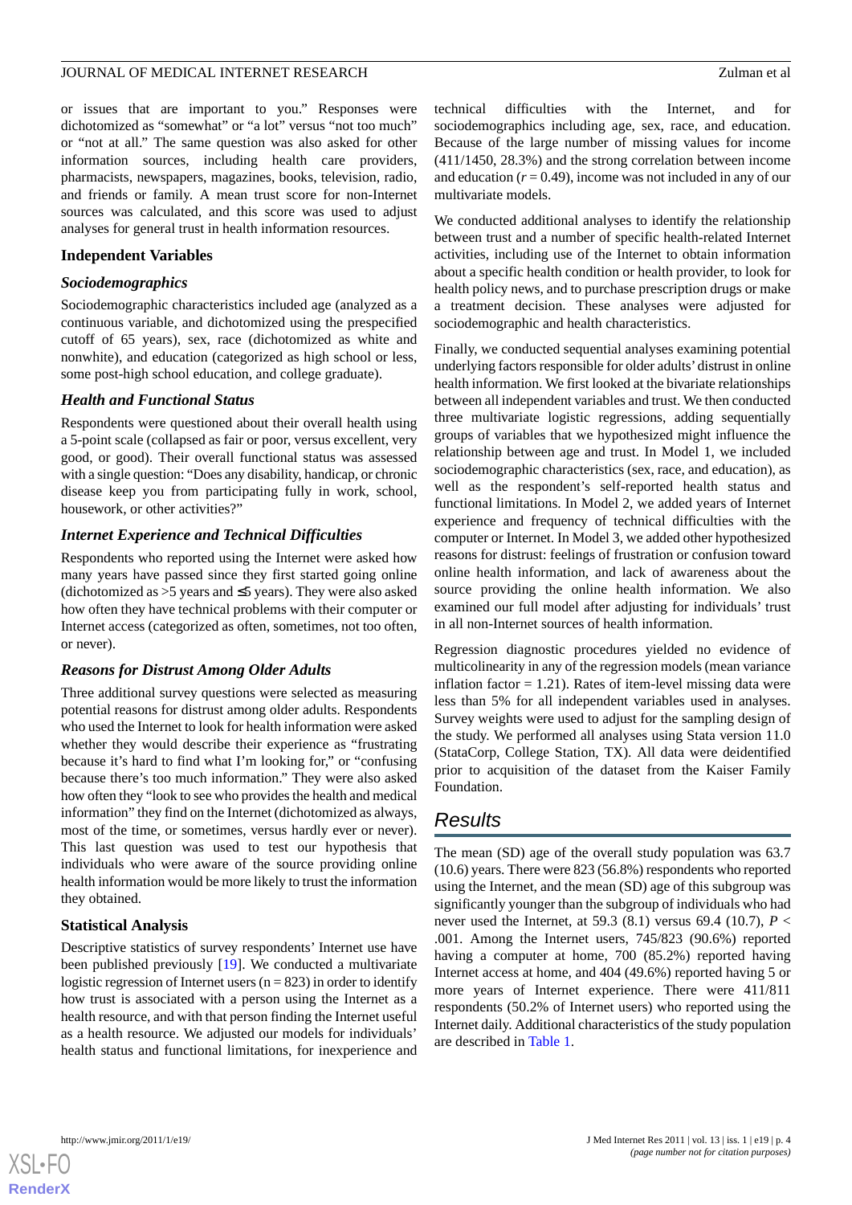or issues that are important to you." Responses were dichotomized as "somewhat" or "a lot" versus "not too much" or "not at all." The same question was also asked for other information sources, including health care providers, pharmacists, newspapers, magazines, books, television, radio, and friends or family. A mean trust score for non-Internet sources was calculated, and this score was used to adjust analyses for general trust in health information resources.

### Independent Variables

#### *Sociodemographics*

Sociodemographic characteristics included age (analyzed as a continuous variable, and dichotomized using the prespecified cutoff of 65 years), sex, race (dichotomized as white and nonwhite), and education (categorized as high school or less, some post-high school education, and college graduate).

#### *Health and Functional Status*

Respondents were questioned about their overall health using a 5-point scale (collapsed as fair or poor, versus excellent, very good, or good). Their overall functional status was assessed with a single question: "Does any disability, handicap, or chronic disease keep you from participating fully in work, school, housework, or other activities?"

#### *Internet Experience and Technical Difficulties*

Respondents who reported using the Internet were asked how many years have passed since they first started going online (dichotomized as >5 years and ≤5 years). They were also asked how often they have technical problems with their computer or Internet access (categorized as often, sometimes, not too often, or never).

#### *Reasons for Distrust Among Older Adults*

Three additional survey questions were selected as measuring potential reasons for distrust among older adults. Respondents who used the Internet to look for health information were asked whether they would describe their experience as "frustrating because it's hard to find what I'm looking for," or "confusing because there's too much information." They were also asked how often they "look to see who provides the health and medical information" they find on the Internet (dichotomized as always, most of the time, or sometimes, versus hardly ever or never). This last question was used to test our hypothesis that individuals who were aware of the source providing online health information would be more likely to trust the information they obtained.

### Statistical Analysis

Descriptive statistics of survey respondents' Internet use have been published previously [19]. We conducted a multivariate logistic regression of Internet users (n = 823) in order to identify how trust is associated with a person using the Internet as a health resource, and with that person finding the Internet useful as a health resource. We adjusted our models for individuals' health status and functional limitations, for inexperience and technical difficulties with the Internet, and for sociodemographics including age, sex, race, and education. Because of the large number of missing values for income (411/1450, 28.3%) and the strong correlation between income and education ($r$ = 0.49), income was not included in any of our multivariate models.

We conducted additional analyses to identify the relationship between trust and a number of specific health-related Internet activities, including use of the Internet to obtain information about a specific health condition or health provider, to look for health policy news, and to purchase prescription drugs or make a treatment decision. These analyses were adjusted for sociodemographic and health characteristics.

Finally, we conducted sequential analyses examining potential underlying factors responsible for older adults' distrust in online health information. We first looked at the bivariate relationships between all independent variables and trust. We then conducted three multivariate logistic regressions, adding sequentially groups of variables that we hypothesized might influence the relationship between age and trust. In Model 1, we included sociodemographic characteristics (sex, race, and education), as well as the respondent's self-reported health status and functional limitations. In Model 2, we added years of Internet experience and frequency of technical difficulties with the computer or Internet. In Model 3, we added other hypothesized reasons for distrust: feelings of frustration or confusion toward online health information, and lack of awareness about the source providing the online health information. We also examined our full model after adjusting for individuals' trust in all non-Internet sources of health information.

Regression diagnostic procedures yielded no evidence of multicolinearity in any of the regression models (mean variance inflation factor = 1.21). Rates of item-level missing data were less than 5% for all independent variables used in analyses. Survey weights were used to adjust for the sampling design of the study. We performed all analyses using Stata version 11.0 (StataCorp, College Station, TX). All data were deidentified prior to acquisition of the dataset from the Kaiser Family Foundation.

## Results

The mean (SD) age of the overall study population was 63.7 (10.6) years. There were 823 (56.8%) respondents who reported using the Internet, and the mean (SD) age of this subgroup was significantly younger than the subgroup of individuals who had never used the Internet, at 59.3 (8.1) versus 69.4 (10.7), $P$ < .001. Among the Internet users, 745/823 (90.6%) reported having a computer at home, 700 (85.2%) reported having Internet access at home, and 404 (49.6%) reported having 5 or more years of Internet experience. There were 411/811 respondents (50.2% of Internet users) who reported using the Internet daily. Additional characteristics of the study population are described in Table 1.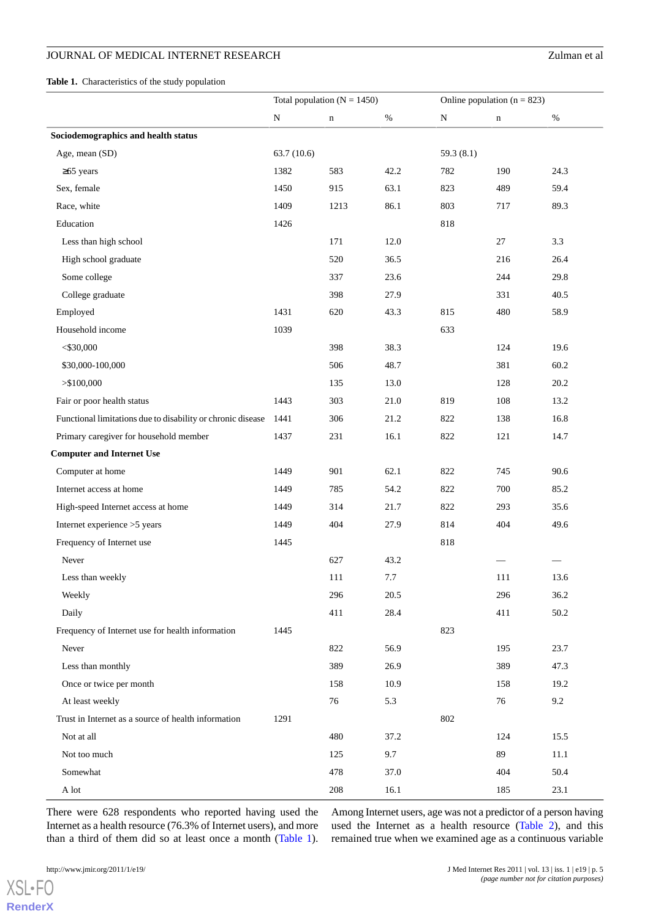**Table 1.** Characteristics of the study population

| | Total population (N = 1450) | | | Online population (n = 823) | | |
|---|---|---|---|---|---|---|
| | N | n | % | N | n | % |
| **Sociodemographics and health status** | | | | | | |
| Age, mean (SD) | 63.7 (10.6) | | | 59.3 (8.1) | | |
| ≥65 years | 1382 | 583 | 42.2 | 782 | 190 | 24.3 |
| Sex, female | 1450 | 915 | 63.1 | 823 | 489 | 59.4 |
| Race, white | 1409 | 1213 | 86.1 | 803 | 717 | 89.3 |
| Education | 1426 | | | 818 | | |
| Less than high school | | 171 | 12.0 | | 27 | 3.3 |
| High school graduate | | 520 | 36.5 | | 216 | 26.4 |
| Some college | | 337 | 23.6 | | 244 | 29.8 |
| College graduate | | 398 | 27.9 | | 331 | 40.5 |
| Employed | 1431 | 620 | 43.3 | 815 | 480 | 58.9 |
| Household income | 1039 | | | 633 | | |
| <$30,000 | | 398 | 38.3 | | 124 | 19.6 |
| $30,000-100,000 | | 506 | 48.7 | | 381 | 60.2 |
| >$100,000 | | 135 | 13.0 | | 128 | 20.2 |
| Fair or poor health status | 1443 | 303 | 21.0 | 819 | 108 | 13.2 |
| Functional limitations due to disability or chronic disease | 1441 | 306 | 21.2 | 822 | 138 | 16.8 |
| Primary caregiver for household member | 1437 | 231 | 16.1 | 822 | 121 | 14.7 |
| **Computer and Internet Use** | | | | | | |
| Computer at home | 1449 | 901 | 62.1 | 822 | 745 | 90.6 |
| Internet access at home | 1449 | 785 | 54.2 | 822 | 700 | 85.2 |
| High-speed Internet access at home | 1449 | 314 | 21.7 | 822 | 293 | 35.6 |
| Internet experience >5 years | 1449 | 404 | 27.9 | 814 | 404 | 49.6 |
| Frequency of Internet use | 1445 | | | 818 | | |
| Never | | 627 | 43.2 | | — | — |
| Less than weekly | | 111 | 7.7 | | 111 | 13.6 |
| Weekly | | 296 | 20.5 | | 296 | 36.2 |
| Daily | | 411 | 28.4 | | 411 | 50.2 |
| Frequency of Internet use for health information | 1445 | | | 823 | | |
| Never | | 822 | 56.9 | | 195 | 23.7 |
| Less than monthly | | 389 | 26.9 | | 389 | 47.3 |
| Once or twice per month | | 158 | 10.9 | | 158 | 19.2 |
| At least weekly | | 76 | 5.3 | | 76 | 9.2 |
| Trust in Internet as a source of health information | 1291 | | | 802 | | |
| Not at all | | 480 | 37.2 | | 124 | 15.5 |
| Not too much | | 125 | 9.7 | | 89 | 11.1 |
| Somewhat | | 478 | 37.0 | | 404 | 50.4 |
| A lot | | 208 | 16.1 | | 185 | 23.1 |

There were 628 respondents who reported having used the Internet as a health resource (76.3% of Internet users), and more than a third of them did so at least once a month (Table 1).

Among Internet users, age was not a predictor of a person having used the Internet as a health resource (Table 2), and this remained true when we examined age as a continuous variable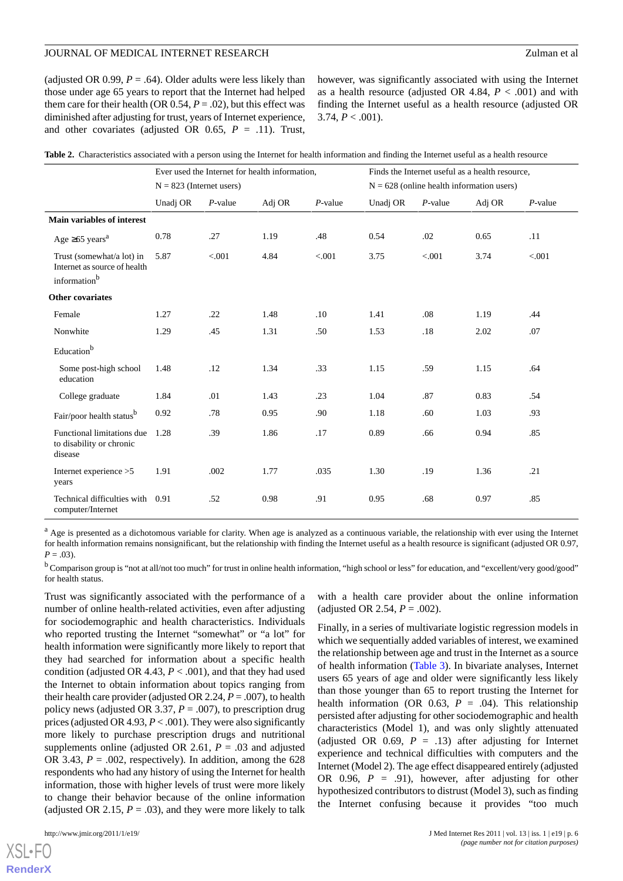(adjusted OR 0.99, *P* = .64). Older adults were less likely than those under age 65 years to report that the Internet had helped them care for their health (OR 0.54, *P* = .02), but this effect was diminished after adjusting for trust, years of Internet experience, and other covariates (adjusted OR 0.65, *P* = .11). Trust, however, was significantly associated with using the Internet as a health resource (adjusted OR 4.84, *P* < .001) and with finding the Internet useful as a health resource (adjusted OR 3.74, *P* < .001).

**Table 2.** Characteristics associated with a person using the Internet for health information and finding the Internet useful as a health resource

| | Ever used the Internet for health information, N = 823 (Internet users) | | | | Finds the Internet useful as a health resource, N = 628 (online health information users) | | | |
|---|---|---|---|---|---|---|---|---|
| | Unadj OR | *P*-value | Adj OR | *P*-value | Unadj OR | *P*-value | Adj OR | *P*-value |
| **Main variables of interest** | | | | | | | | |
| Age ≥65 years[a] | 0.78 | .27 | 1.19 | .48 | 0.54 | .02 | 0.65 | .11 |
| Trust (somewhat/a lot) in Internet as source of health information[b] | 5.87 | <.001 | 4.84 | <.001 | 3.75 | <.001 | 3.74 | <.001 |
| **Other covariates** | | | | | | | | |
| Female | 1.27 | .22 | 1.48 | .10 | 1.41 | .08 | 1.19 | .44 |
| Nonwhite | 1.29 | .45 | 1.31 | .50 | 1.53 | .18 | 2.02 | .07 |
| Education[b] | | | | | | | | |
| Some post-high school education | 1.48 | .12 | 1.34 | .33 | 1.15 | .59 | 1.15 | .64 |
| College graduate | 1.84 | .01 | 1.43 | .23 | 1.04 | .87 | 0.83 | .54 |
| Fair/poor health status[b] | 0.92 | .78 | 0.95 | .90 | 1.18 | .60 | 1.03 | .93 |
| Functional limitations due to disability or chronic disease | 1.28 | .39 | 1.86 | .17 | 0.89 | .66 | 0.94 | .85 |
| Internet experience >5 years | 1.91 | .002 | 1.77 | .035 | 1.30 | .19 | 1.36 | .21 |
| Technical difficulties with computer/Internet | 0.91 | .52 | 0.98 | .91 | 0.95 | .68 | 0.97 | .85 |

[a] Age is presented as a dichotomous variable for clarity. When age is analyzed as a continuous variable, the relationship with ever using the Internet for health information remains nonsignificant, but the relationship with finding the Internet useful as a health resource is significant (adjusted OR 0.97, *P* = .03).

[b] Comparison group is "not at all/not too much" for trust in online health information, "high school or less" for education, and "excellent/very good/good" for health status.

Trust was significantly associated with the performance of a number of online health-related activities, even after adjusting for sociodemographic and health characteristics. Individuals who reported trusting the Internet "somewhat" or "a lot" for health information were significantly more likely to report that they had searched for information about a specific health condition (adjusted OR 4.43, *P* < .001), and that they had used the Internet to obtain information about topics ranging from their health care provider (adjusted OR 2.24, *P* = .007), to health policy news (adjusted OR 3.37, *P* = .007), to prescription drug prices (adjusted OR 4.93, *P* < .001). They were also significantly more likely to purchase prescription drugs and nutritional supplements online (adjusted OR 2.61, *P* = .03 and adjusted OR 3.43, *P* = .002, respectively). In addition, among the 628 respondents who had any history of using the Internet for health information, those with higher levels of trust were more likely to change their behavior because of the online information (adjusted OR 2.15, *P* = .03), and they were more likely to talk with a health care provider about the online information (adjusted OR 2.54, *P* = .002).

Finally, in a series of multivariate logistic regression models in which we sequentially added variables of interest, we examined the relationship between age and trust in the Internet as a source of health information (Table 3). In bivariate analyses, Internet users 65 years of age and older were significantly less likely than those younger than 65 to report trusting the Internet for health information (OR 0.63, *P* = .04). This relationship persisted after adjusting for other sociodemographic and health characteristics (Model 1), and was only slightly attenuated (adjusted OR 0.69, *P* = .13) after adjusting for Internet experience and technical difficulties with computers and the Internet (Model 2). The age effect disappeared entirely (adjusted OR 0.96, *P* = .91), however, after adjusting for other hypothesized contributors to distrust (Model 3), such as finding the Internet confusing because it provides "too much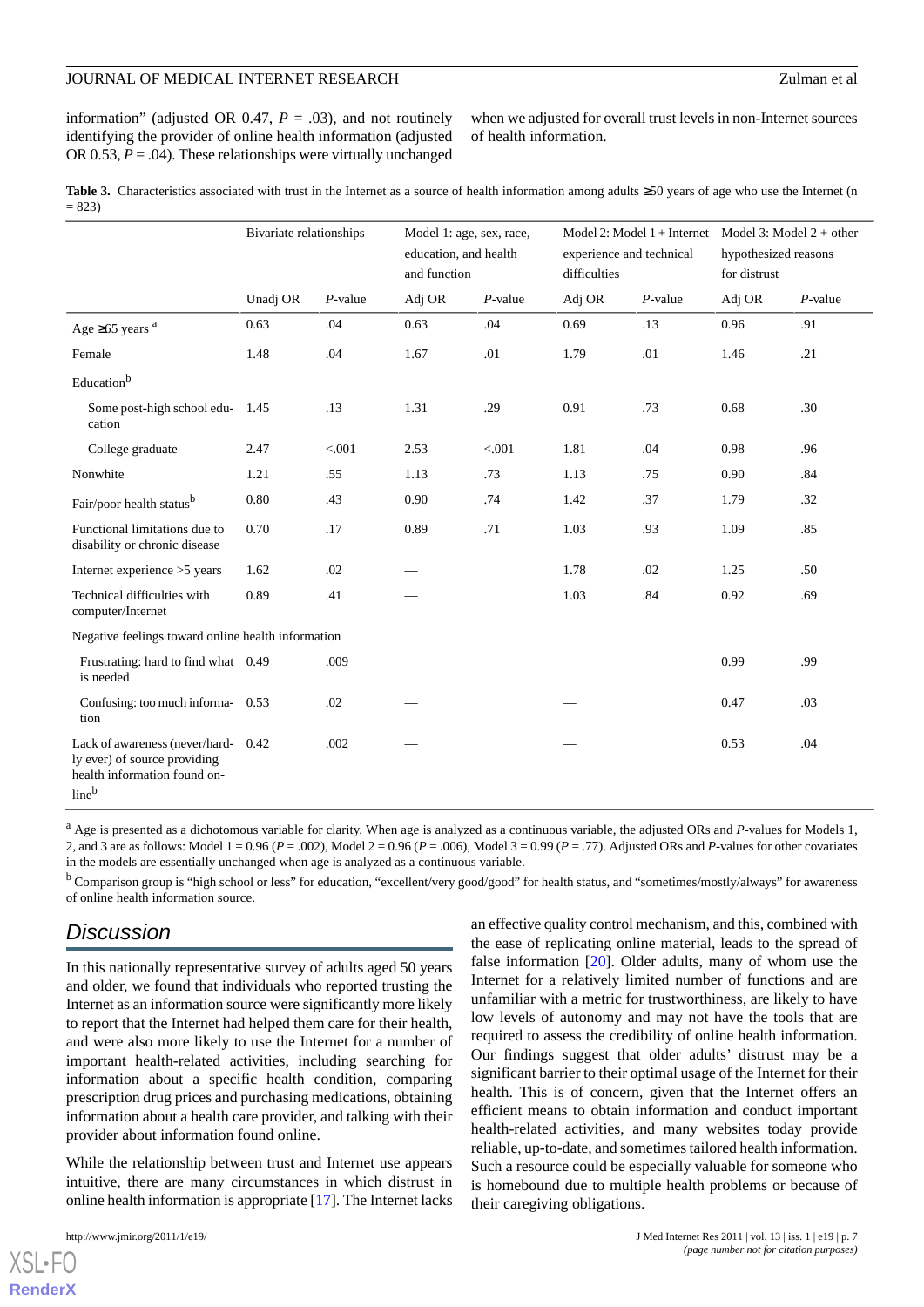information" (adjusted OR 0.47, *P* = .03), and not routinely identifying the provider of online health information (adjusted OR 0.53, *P* = .04). These relationships were virtually unchanged when we adjusted for overall trust levels in non-Internet sources of health information.

**Table 3.** Characteristics associated with trust in the Internet as a source of health information among adults ≥50 years of age who use the Internet (n = 823)

| | Bivariate relationships | | Model 1: age, sex, race, education, and health and function | | Model 2: Model 1 + Internet experience and technical difficulties | | Model 3: Model 2 + other hypothesized reasons for distrust | |
|---|---|---|---|---|---|---|---|---|
| | Unadj OR | *P*-value | Adj OR | *P*-value | Adj OR | *P*-value | Adj OR | *P*-value |
| Age ≥65 years [a] | 0.63 | .04 | 0.63 | .04 | 0.69 | .13 | 0.96 | .91 |
| Female | 1.48 | .04 | 1.67 | .01 | 1.79 | .01 | 1.46 | .21 |
| Education[b] | | | | | | | | |
| Some post-high school education | 1.45 | .13 | 1.31 | .29 | 0.91 | .73 | 0.68 | .30 |
| College graduate | 2.47 | <.001 | 2.53 | <.001 | 1.81 | .04 | 0.98 | .96 |
| Nonwhite | 1.21 | .55 | 1.13 | .73 | 1.13 | .75 | 0.90 | .84 |
| Fair/poor health status[b] | 0.80 | .43 | 0.90 | .74 | 1.42 | .37 | 1.79 | .32 |
| Functional limitations due to disability or chronic disease | 0.70 | .17 | 0.89 | .71 | 1.03 | .93 | 1.09 | .85 |
| Internet experience >5 years | 1.62 | .02 | — | | 1.78 | .02 | 1.25 | .50 |
| Technical difficulties with computer/Internet | 0.89 | .41 | — | | 1.03 | .84 | 0.92 | .69 |
| Negative feelings toward online health information | | | | | | | | |
| Frustrating: hard to find what is needed | 0.49 | .009 | | | | | 0.99 | .99 |
| Confusing: too much information | 0.53 | .02 | — | | — | | 0.47 | .03 |
| Lack of awareness (never/hardly ever) of source providing health information found online[b] | 0.42 | .002 | — | | — | | 0.53 | .04 |

[a] Age is presented as a dichotomous variable for clarity. When age is analyzed as a continuous variable, the adjusted ORs and *P*-values for Models 1, 2, and 3 are as follows: Model 1 = 0.96 (*P* = .002), Model 2 = 0.96 (*P* = .006), Model 3 = 0.99 (*P* = .77). Adjusted ORs and *P*-values for other covariates in the models are essentially unchanged when age is analyzed as a continuous variable.

[b] Comparison group is "high school or less" for education, "excellent/very good/good" for health status, and "sometimes/mostly/always" for awareness of online health information source.

## Discussion

In this nationally representative survey of adults aged 50 years and older, we found that individuals who reported trusting the Internet as an information source were significantly more likely to report that the Internet had helped them care for their health, and were also more likely to use the Internet for a number of important health-related activities, including searching for information about a specific health condition, comparing prescription drug prices and purchasing medications, obtaining information about a health care provider, and talking with their provider about information found online.

While the relationship between trust and Internet use appears intuitive, there are many circumstances in which distrust in online health information is appropriate [17]. The Internet lacks an effective quality control mechanism, and this, combined with the ease of replicating online material, leads to the spread of false information [20]. Older adults, many of whom use the Internet for a relatively limited number of functions and are unfamiliar with a metric for trustworthiness, are likely to have low levels of autonomy and may not have the tools that are required to assess the credibility of online health information. Our findings suggest that older adults' distrust may be a significant barrier to their optimal usage of the Internet for their health. This is of concern, given that the Internet offers an efficient means to obtain information and conduct important health-related activities, and many websites today provide reliable, up-to-date, and sometimes tailored health information. Such a resource could be especially valuable for someone who is homebound due to multiple health problems or because of their caregiving obligations.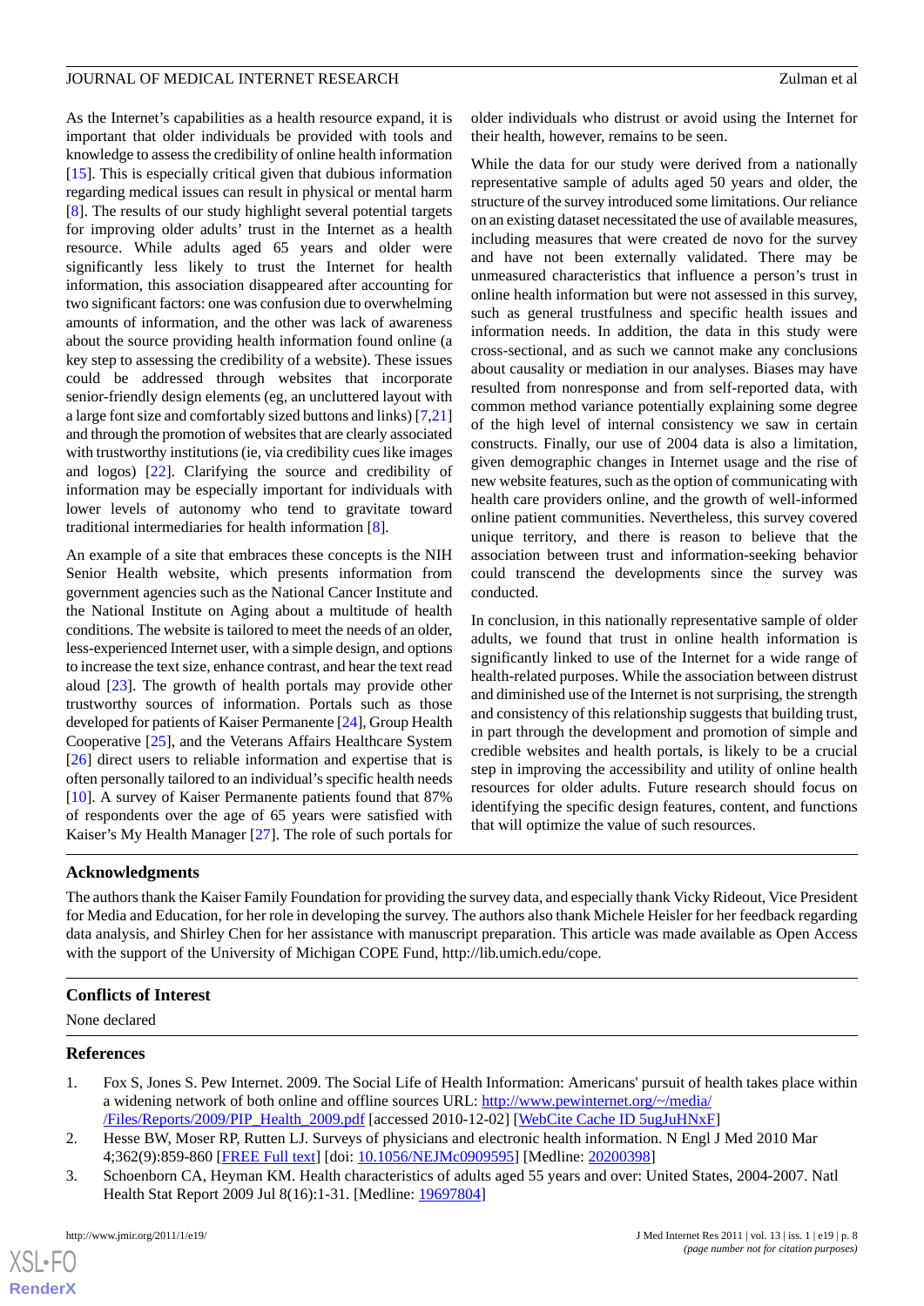As the Internet's capabilities as a health resource expand, it is important that older individuals be provided with tools and knowledge to assess the credibility of online health information [15]. This is especially critical given that dubious information regarding medical issues can result in physical or mental harm [8]. The results of our study highlight several potential targets for improving older adults' trust in the Internet as a health resource. While adults aged 65 years and older were significantly less likely to trust the Internet for health information, this association disappeared after accounting for two significant factors: one was confusion due to overwhelming amounts of information, and the other was lack of awareness about the source providing health information found online (a key step to assessing the credibility of a website). These issues could be addressed through websites that incorporate senior-friendly design elements (eg, an uncluttered layout with a large font size and comfortably sized buttons and links) [7,21] and through the promotion of websites that are clearly associated with trustworthy institutions (ie, via credibility cues like images and logos) [22]. Clarifying the source and credibility of information may be especially important for individuals with lower levels of autonomy who tend to gravitate toward traditional intermediaries for health information [8].

An example of a site that embraces these concepts is the NIH Senior Health website, which presents information from government agencies such as the National Cancer Institute and the National Institute on Aging about a multitude of health conditions. The website is tailored to meet the needs of an older, less-experienced Internet user, with a simple design, and options to increase the text size, enhance contrast, and hear the text read aloud [23]. The growth of health portals may provide other trustworthy sources of information. Portals such as those developed for patients of Kaiser Permanente [24], Group Health Cooperative [25], and the Veterans Affairs Healthcare System [26] direct users to reliable information and expertise that is often personally tailored to an individual's specific health needs [10]. A survey of Kaiser Permanente patients found that 87% of respondents over the age of 65 years were satisfied with Kaiser's My Health Manager [27]. The role of such portals for older individuals who distrust or avoid using the Internet for their health, however, remains to be seen.

While the data for our study were derived from a nationally representative sample of adults aged 50 years and older, the structure of the survey introduced some limitations. Our reliance on an existing dataset necessitated the use of available measures, including measures that were created de novo for the survey and have not been externally validated. There may be unmeasured characteristics that influence a person's trust in online health information but were not assessed in this survey, such as general trustfulness and specific health issues and information needs. In addition, the data in this study were cross-sectional, and as such we cannot make any conclusions about causality or mediation in our analyses. Biases may have resulted from nonresponse and from self-reported data, with common method variance potentially explaining some degree of the high level of internal consistency we saw in certain constructs. Finally, our use of 2004 data is also a limitation, given demographic changes in Internet usage and the rise of new website features, such as the option of communicating with health care providers online, and the growth of well-informed online patient communities. Nevertheless, this survey covered unique territory, and there is reason to believe that the association between trust and information-seeking behavior could transcend the developments since the survey was conducted.

In conclusion, in this nationally representative sample of older adults, we found that trust in online health information is significantly linked to use of the Internet for a wide range of health-related purposes. While the association between distrust and diminished use of the Internet is not surprising, the strength and consistency of this relationship suggests that building trust, in part through the development and promotion of simple and credible websites and health portals, is likely to be a crucial step in improving the accessibility and utility of online health resources for older adults. Future research should focus on identifying the specific design features, content, and functions that will optimize the value of such resources.

## Acknowledgments

The authors thank the Kaiser Family Foundation for providing the survey data, and especially thank Vicky Rideout, Vice President for Media and Education, for her role in developing the survey. The authors also thank Michele Heisler for her feedback regarding data analysis, and Shirley Chen for her assistance with manuscript preparation. This article was made available as Open Access with the support of the University of Michigan COPE Fund, http://lib.umich.edu/cope.

## Conflicts of Interest

None declared

## References

1. Fox S, Jones S. Pew Internet. 2009. The Social Life of Health Information: Americans' pursuit of health takes place within a widening network of both online and offline sources URL: http://www.pewinternet.org/~/media//Files/Reports/2009/PIP_Health_2009.pdf [accessed 2010-12-02] [WebCite Cache ID 5ugJuHNxF]
2. Hesse BW, Moser RP, Rutten LJ. Surveys of physicians and electronic health information. N Engl J Med 2010 Mar 4;362(9):859-860 [FREE Full text] [doi: 10.1056/NEJMc0909595] [Medline: 20200398]
3. Schoenborn CA, Heyman KM. Health characteristics of adults aged 55 years and over: United States, 2004-2007. Natl Health Stat Report 2009 Jul 8(16):1-31. [Medline: 19697804]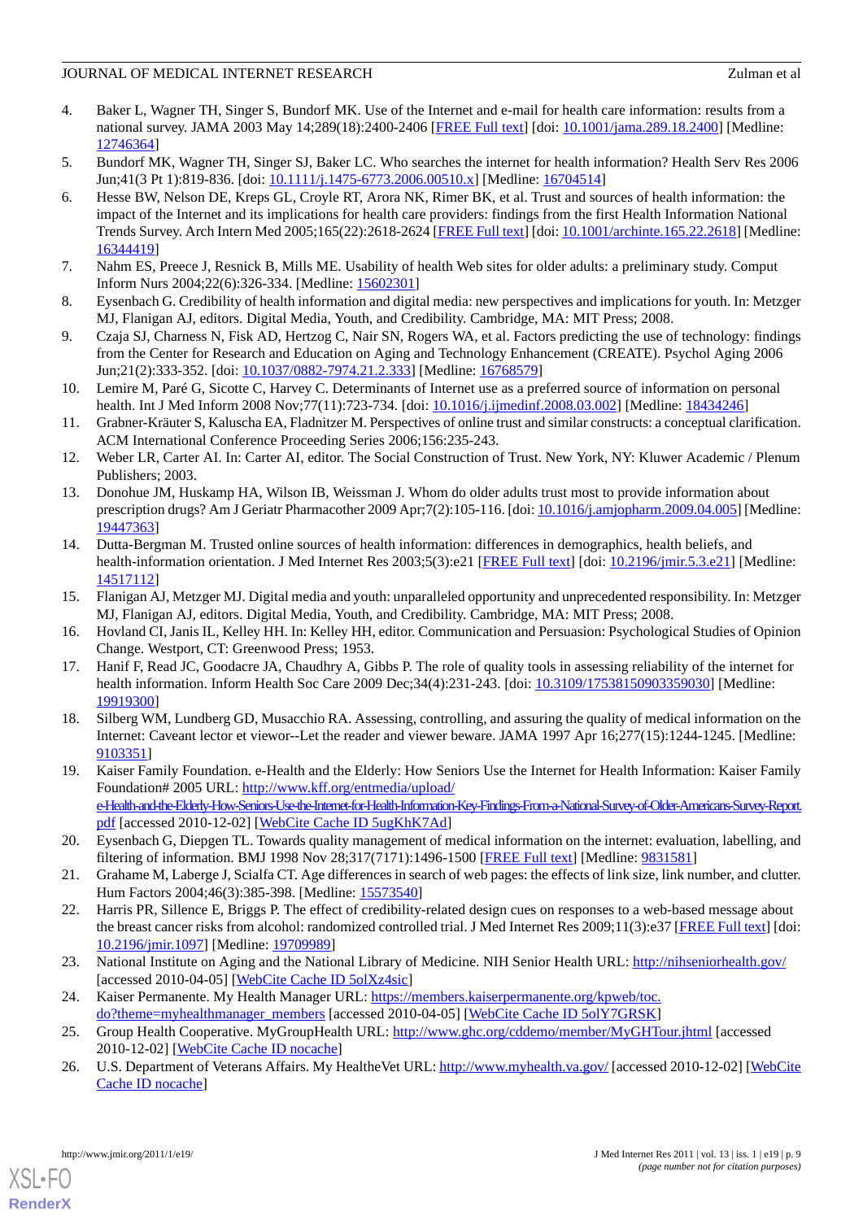4. Baker L, Wagner TH, Singer S, Bundorf MK. Use of the Internet and e-mail for health care information: results from a national survey. JAMA 2003 May 14;289(18):2400-2406 [FREE Full text] [doi: 10.1001/jama.289.18.2400] [Medline: 12746364]
5. Bundorf MK, Wagner TH, Singer SJ, Baker LC. Who searches the internet for health information? Health Serv Res 2006 Jun;41(3 Pt 1):819-836. [doi: 10.1111/j.1475-6773.2006.00510.x] [Medline: 16704514]
6. Hesse BW, Nelson DE, Kreps GL, Croyle RT, Arora NK, Rimer BK, et al. Trust and sources of health information: the impact of the Internet and its implications for health care providers: findings from the first Health Information National Trends Survey. Arch Intern Med 2005;165(22):2618-2624 [FREE Full text] [doi: 10.1001/archinte.165.22.2618] [Medline: 16344419]
7. Nahm ES, Preece J, Resnick B, Mills ME. Usability of health Web sites for older adults: a preliminary study. Comput Inform Nurs 2004;22(6):326-334. [Medline: 15602301]
8. Eysenbach G. Credibility of health information and digital media: new perspectives and implications for youth. In: Metzger MJ, Flanigan AJ, editors. Digital Media, Youth, and Credibility. Cambridge, MA: MIT Press; 2008.
9. Czaja SJ, Charness N, Fisk AD, Hertzog C, Nair SN, Rogers WA, et al. Factors predicting the use of technology: findings from the Center for Research and Education on Aging and Technology Enhancement (CREATE). Psychol Aging 2006 Jun;21(2):333-352. [doi: 10.1037/0882-7974.21.2.333] [Medline: 16768579]
10. Lemire M, Paré G, Sicotte C, Harvey C. Determinants of Internet use as a preferred source of information on personal health. Int J Med Inform 2008 Nov;77(11):723-734. [doi: 10.1016/j.ijmedinf.2008.03.002] [Medline: 18434246]
11. Grabner-Kräuter S, Kaluscha EA, Fladnitzer M. Perspectives of online trust and similar constructs: a conceptual clarification. ACM International Conference Proceeding Series 2006;156:235-243.
12. Weber LR, Carter AI. In: Carter AI, editor. The Social Construction of Trust. New York, NY: Kluwer Academic / Plenum Publishers; 2003.
13. Donohue JM, Huskamp HA, Wilson IB, Weissman J. Whom do older adults trust most to provide information about prescription drugs? Am J Geriatr Pharmacother 2009 Apr;7(2):105-116. [doi: 10.1016/j.amjopharm.2009.04.005] [Medline: 19447363]
14. Dutta-Bergman M. Trusted online sources of health information: differences in demographics, health beliefs, and health-information orientation. J Med Internet Res 2003;5(3):e21 [FREE Full text] [doi: 10.2196/jmir.5.3.e21] [Medline: 14517112]
15. Flanigan AJ, Metzger MJ. Digital media and youth: unparalleled opportunity and unprecedented responsibility. In: Metzger MJ, Flanigan AJ, editors. Digital Media, Youth, and Credibility. Cambridge, MA: MIT Press; 2008.
16. Hovland CI, Janis IL, Kelley HH. In: Kelley HH, editor. Communication and Persuasion: Psychological Studies of Opinion Change. Westport, CT: Greenwood Press; 1953.
17. Hanif F, Read JC, Goodacre JA, Chaudhry A, Gibbs P. The role of quality tools in assessing reliability of the internet for health information. Inform Health Soc Care 2009 Dec;34(4):231-243. [doi: 10.3109/17538150903359030] [Medline: 19919300]
18. Silberg WM, Lundberg GD, Musacchio RA. Assessing, controlling, and assuring the quality of medical information on the Internet: Caveant lector et viewor--Let the reader and viewer beware. JAMA 1997 Apr 16;277(15):1244-1245. [Medline: 9103351]
19. Kaiser Family Foundation. e-Health and the Elderly: How Seniors Use the Internet for Health Information: Kaiser Family Foundation# 2005 URL: http://www.kff.org/entmedia/upload/e-Health-and-the-Elderly-How-Seniors-Use-the-Internet-for-Health-Information-Key-Findings-From-a-National-Survey-of-Older-Americans-Survey-Report.pdf [accessed 2010-12-02] [WebCite Cache ID 5ugKhK7Ad]
20. Eysenbach G, Diepgen TL. Towards quality management of medical information on the internet: evaluation, labelling, and filtering of information. BMJ 1998 Nov 28;317(7171):1496-1500 [FREE Full text] [Medline: 9831581]
21. Grahame M, Laberge J, Scialfa CT. Age differences in search of web pages: the effects of link size, link number, and clutter. Hum Factors 2004;46(3):385-398. [Medline: 15573540]
22. Harris PR, Sillence E, Briggs P. The effect of credibility-related design cues on responses to a web-based message about the breast cancer risks from alcohol: randomized controlled trial. J Med Internet Res 2009;11(3):e37 [FREE Full text] [doi: 10.2196/jmir.1097] [Medline: 19709989]
23. National Institute on Aging and the National Library of Medicine. NIH Senior Health URL: http://nihseniorhealth.gov/ [accessed 2010-04-05] [WebCite Cache ID 5olXz4sic]
24. Kaiser Permanente. My Health Manager URL: https://members.kaiserpermanente.org/kpweb/toc.do?theme=myhealthmanager_members [accessed 2010-04-05] [WebCite Cache ID 5olY7GRSK]
25. Group Health Cooperative. MyGroupHealth URL: http://www.ghc.org/cddemo/member/MyGHTour.jhtml [accessed 2010-12-02] [WebCite Cache ID nocache]
26. U.S. Department of Veterans Affairs. My HealtheVet URL: http://www.myhealth.va.gov/ [accessed 2010-12-02] [WebCite Cache ID nocache]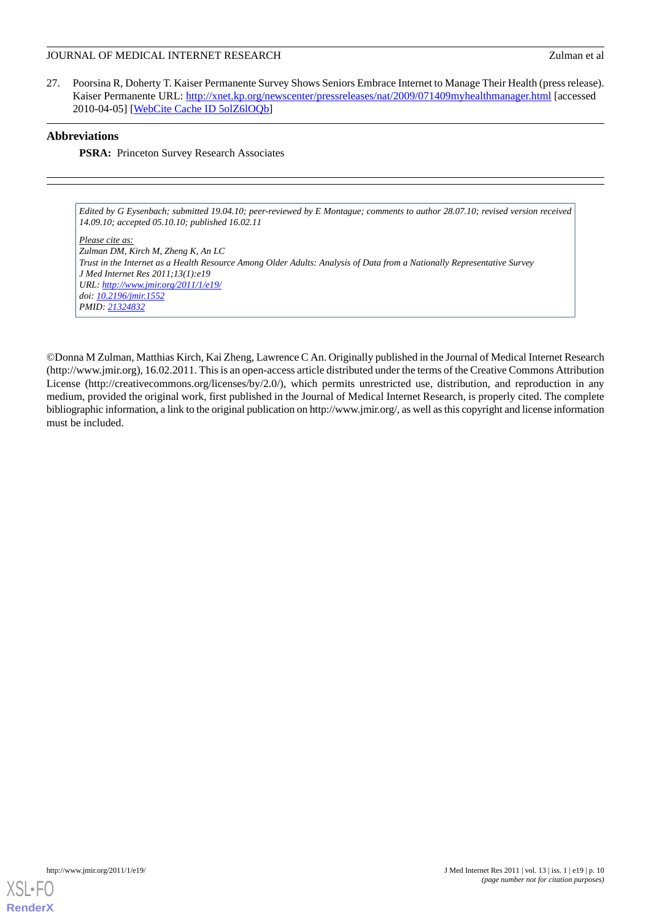27. Poorsina R, Doherty T. Kaiser Permanente Survey Shows Seniors Embrace Internet to Manage Their Health (press release). Kaiser Permanente URL: http://xnet.kp.org/newscenter/pressreleases/nat/2009/071409myhealthmanager.html [accessed 2010-04-05] [WebCite Cache ID 5olZ6lOQb]

## Abbreviations

**PSRA:** Princeton Survey Research Associates

---

*Edited by G Eysenbach; submitted 19.04.10; peer-reviewed by E Montague; comments to author 28.07.10; revised version received 14.09.10; accepted 05.10.10; published 16.02.11*

*Please cite as:*
*Zulman DM, Kirch M, Zheng K, An LC*
*Trust in the Internet as a Health Resource Among Older Adults: Analysis of Data from a Nationally Representative Survey*
*J Med Internet Res 2011;13(1):e19*
*URL: http://www.jmir.org/2011/1/e19/*
*doi: 10.2196/jmir.1552*
*PMID: 21324832*

©Donna M Zulman, Matthias Kirch, Kai Zheng, Lawrence C An. Originally published in the Journal of Medical Internet Research (http://www.jmir.org), 16.02.2011. This is an open-access article distributed under the terms of the Creative Commons Attribution License (http://creativecommons.org/licenses/by/2.0/), which permits unrestricted use, distribution, and reproduction in any medium, provided the original work, first published in the Journal of Medical Internet Research, is properly cited. The complete bibliographic information, a link to the original publication on http://www.jmir.org/, as well as this copyright and license information must be included.